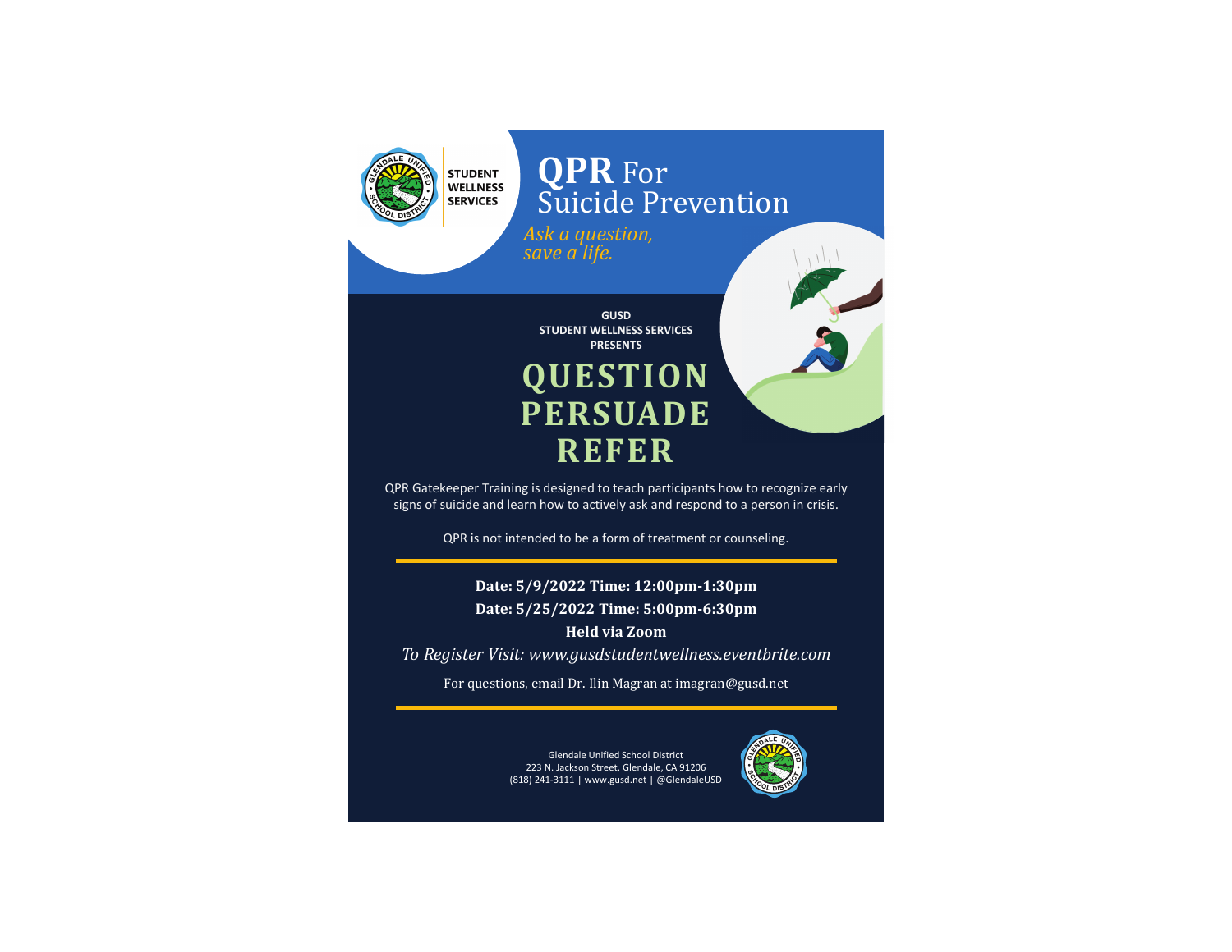STUDENT WELLNESS SERVICES

# QPR For Suicide Prevention

*Ask a question, save a life.*

**GUSD STUDENT WELLNESS SERVICES PRESENTS**

## QUESTION PERSUADE REFER

QPR Gatekeeper Training is designed to teach participants how to recognize early signs of suicide and learn how to actively ask and respond to a person in crisis.

QPR is not intended to be a form of treatment or counseling.

**Date: 5/9/2022 Time: 12:00pm-1:30pm**

**Date: 5/25/2022 Time: 5:00pm-6:30pm**

**Held via Zoom**

*To Register Visit: www.gusdstudentwellness.eventbrite.com*

For questions, email Dr. Ilin Magran at imagran@gusd.net

Glendale Unified School District
223 N. Jackson Street, Glendale, CA 91206
(818) 241-3111 | www.gusd.net | @GlendaleUSD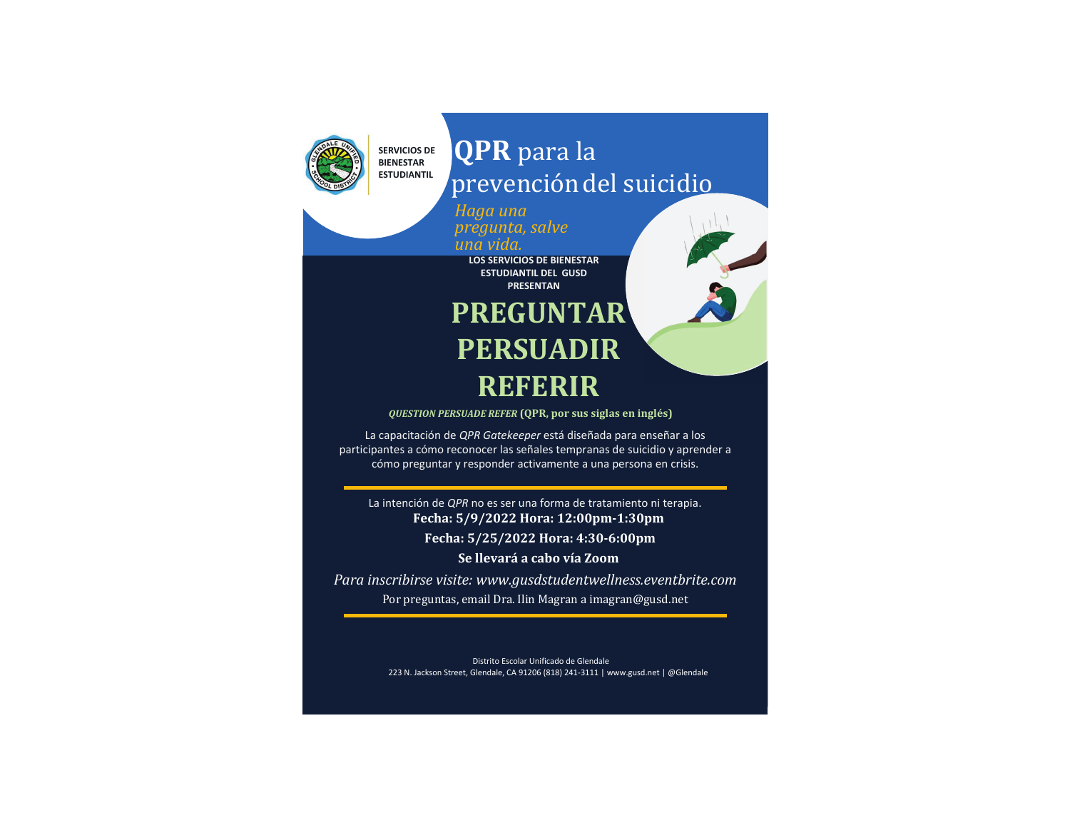SERVICIOS DE BIENESTAR ESTUDIANTIL

# **QPR** para la prevención del suicidio

*Haga una pregunta, salve una vida.*

**LOS SERVICIOS DE BIENESTAR ESTUDIANTIL DEL GUSD PRESENTAN**

# PREGUNTAR
# PERSUADIR
# REFERIR

***QUESTION PERSUADE REFER*** **(QPR, por sus siglas en inglés)**

La capacitación de *QPR Gatekeeper* está diseñada para enseñar a los participantes a cómo reconocer las señales tempranas de suicidio y aprender a cómo preguntar y responder activamente a una persona en crisis.

---

La intención de *QPR* no es ser una forma de tratamiento ni terapia.

**Fecha: 5/9/2022 Hora: 12:00pm-1:30pm**

**Fecha: 5/25/2022 Hora: 4:30-6:00pm**

**Se llevará a cabo vía Zoom**

*Para inscribirse visite: www.gusdstudentwellness.eventbrite.com*

Por preguntas, email Dra. Ilin Magran a imagran@gusd.net

---

Distrito Escolar Unificado de Glendale
223 N. Jackson Street, Glendale, CA 91206 (818) 241-3111 | www.gusd.net | @Glendale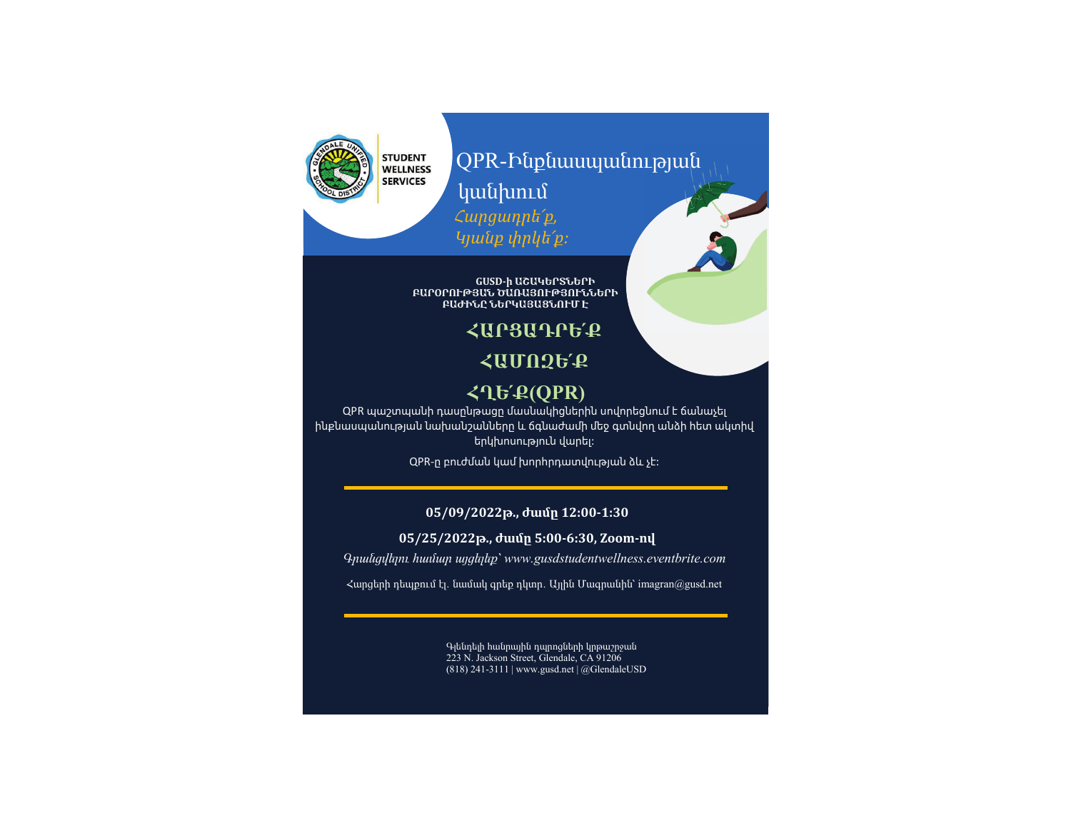STUDENT WELLNESS SERVICES

# QPR-Ինքնասպանության կանխում

*Հարցադրե՛ք, Կյանք փրկե՛ք:*

GUSD-ի ԱՇԱԿԵՐՏՆԵՐԻ ԲԱՐՕՐՈՒԹՅԱՆ ԾԱՌԱՅՈՒԹՅՈՒՆՆԵՐԻ ԲԱԺԻՆԸ ՆԵՐԿԱՅԱՑՆՈՒՄ Է

## ՀԱՐՑԱԴՐԵ՛Ք
## ՀԱՄՈԶԵ՛Ք
## ՀՂԵ՛Ք(QPR)

QPR պաշտպանի դասընթացը մասնակիցներին սովորեցնում է ճանաչել ինքնասպանության նախանշանները և ճգնաժամի մեջ գտնվող անձի հետ ակտիվ երկխոսություն վարել:

QPR-ը բուժման կամ խորհրդատվության ձև չէ:

---

**05/09/2022թ., ժամը 12:00-1:30**

**05/25/2022թ., ժամը 5:00-6:30, Zoom-ով**

*Գրանցվելու համար այցելեք՝ www.gusdstudentwellness.eventbrite.com*

Հարցերի դեպքում էլ. նամակ գրեք դկտր. Այլին Մագրանին՝ imagran@gusd.net

---

Գլենդելի հանրային դպրոցների կրթաշրջան
223 N. Jackson Street, Glendale, CA 91206
(818) 241-3111 | www.gusd.net | @GlendaleUSD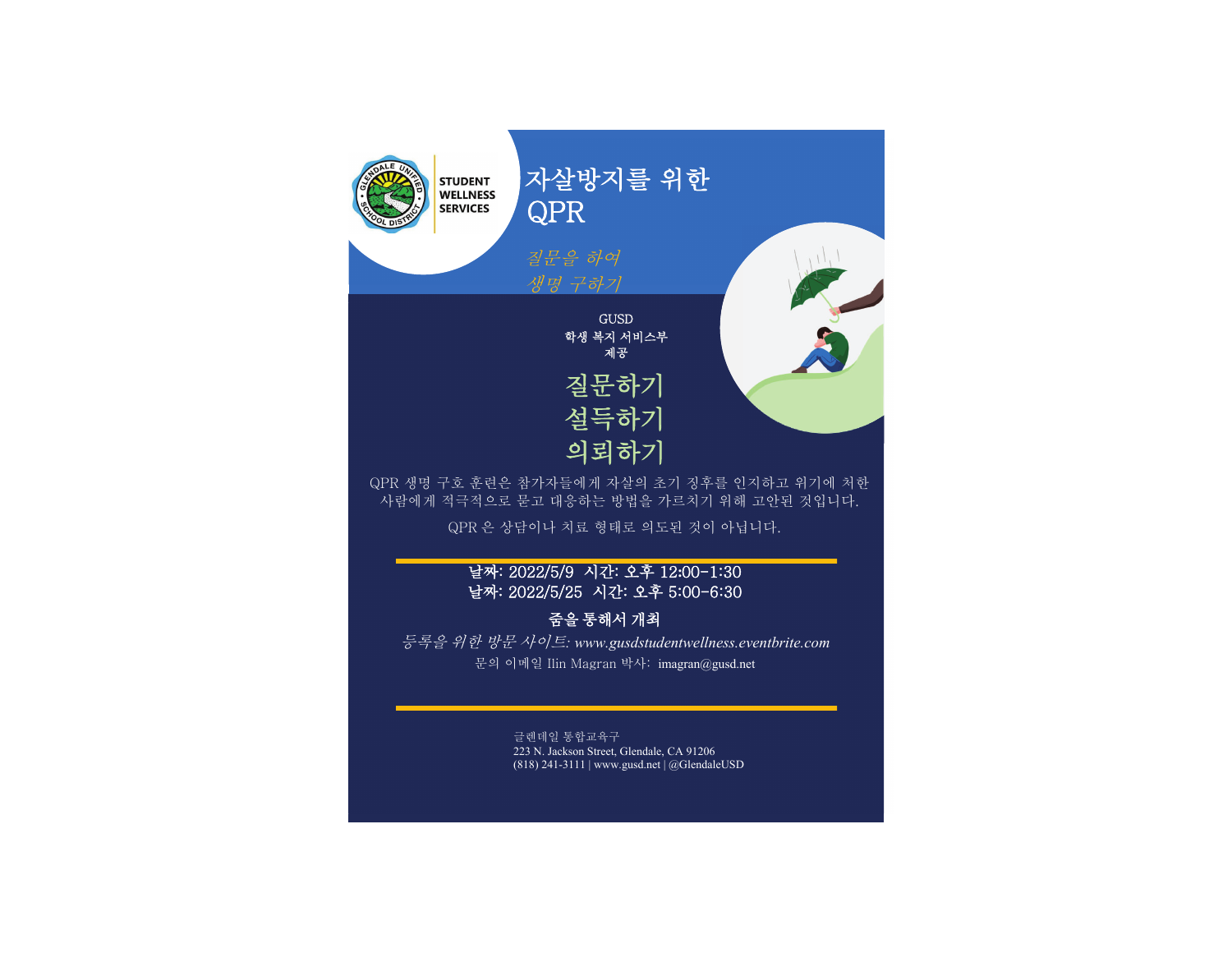STUDENT WELLNESS SERVICES

# 자살방지를 위한 QPR

*질문을 하여 생명 구하기*

GUSD
**학생 복지 서비스부 제공**

## 질문하기
## 설득하기
## 의뢰하기

QPR 생명 구호 훈련은 참가자들에게 자살의 초기 징후를 인지하고 위기에 처한 사람에게 적극적으로 묻고 대응하는 방법을 가르치기 위해 고안된 것입니다.

QPR 은 상담이나 치료 형태로 의도된 것이 아닙니다.

---

**날짜: 2022/5/9 시간: 오후 12:00-1:30**
**날짜: 2022/5/25 시간: 오후 5:00-6:30**

**줌을 통해서 개최**

*등록을 위한 방문 사이트: www.gusdstudentwellness.eventbrite.com*

문의 이메일 Ilin Magran 박사: imagran@gusd.net

---

글렌데일 통합교육구
223 N. Jackson Street, Glendale, CA 91206
(818) 241-3111 | www.gusd.net | @GlendaleUSD